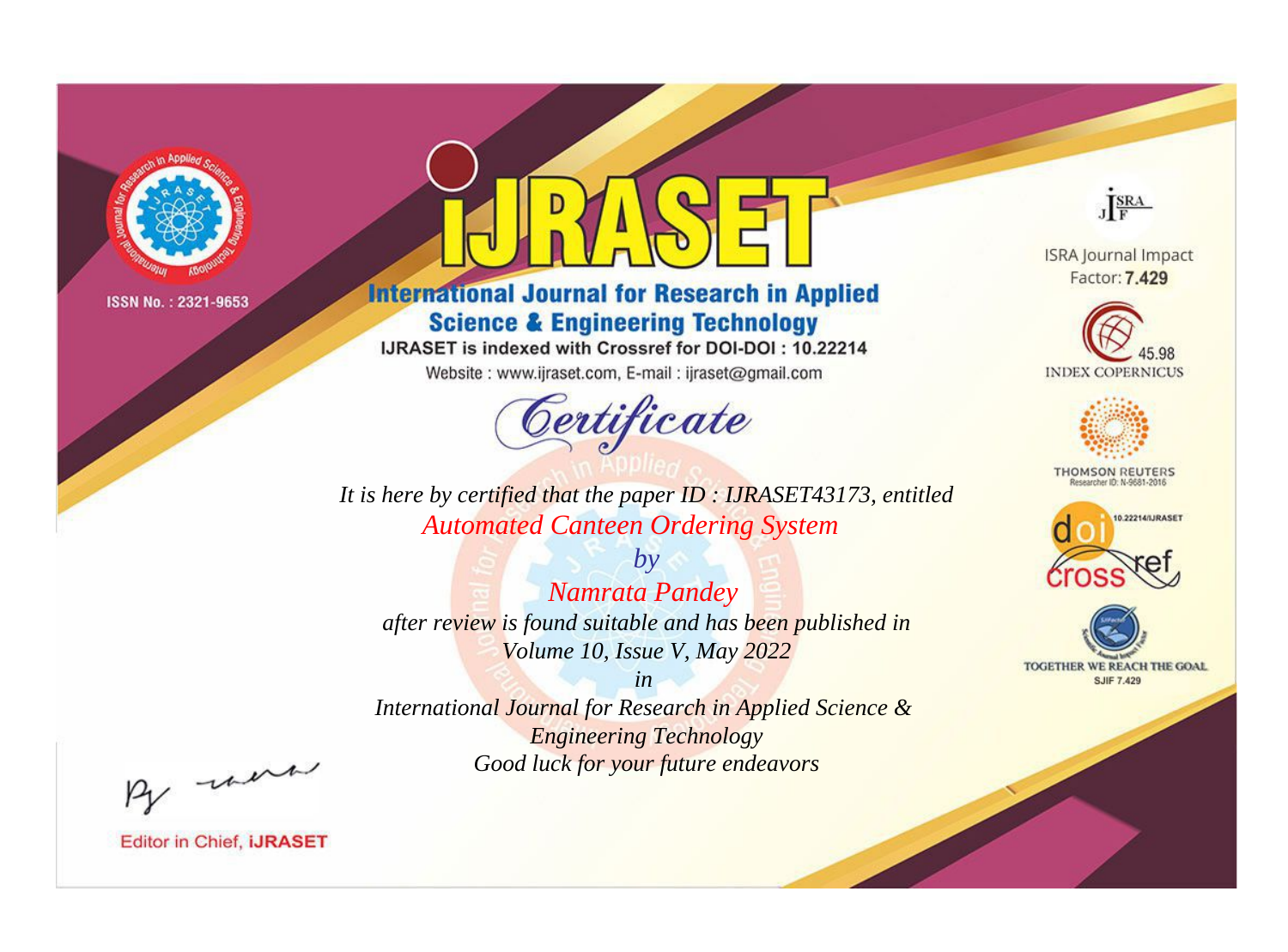ISSN No. : 2321-9653

# iJRASET

## International Journal for Research in Applied Science & Engineering Technology

IJRASET is indexed with Crossref for DOI-DOI : 10.22214

Website : www.ijraset.com, E-mail : ijraset@gmail.com

## *Certificate*

*It is here by certified that the paper ID : IJRASET43173, entitled*

*Automated Canteen Ordering System*

*by*

*Namrata Pandey*

*after review is found suitable and has been published in*

*Volume 10, Issue V, May 2022*

*in*

*International Journal for Research in Applied Science & Engineering Technology*

*Good luck for your future endeavors*

ISRA Journal Impact Factor: **7.429**

45.98 INDEX COPERNICUS

THOMSON REUTERS Researcher ID: N-9681-2016

10.22214/IJRASET

TOGETHER WE REACH THE GOAL SJIF 7.429

Editor in Chief, **iJRASET**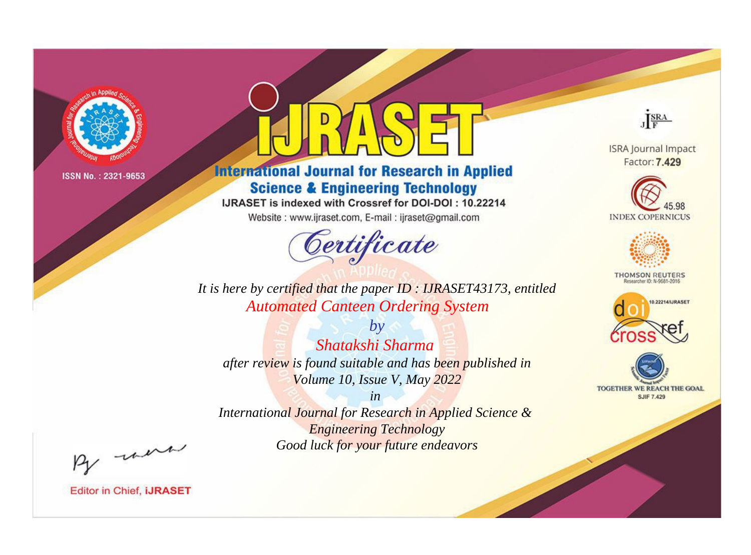ISSN No. : 2321-9653

# iJRASET

## International Journal for Research in Applied Science & Engineering Technology

IJRASET is indexed with Crossref for DOI-DOI : 10.22214

Website : www.ijraset.com, E-mail : ijraset@gmail.com

ISRA Journal Impact Factor: **7.429**

45.98 INDEX COPERNICUS

THOMSON REUTERS Researcher ID: N-9681-2016

10.22214/IJRASET

TOGETHER WE REACH THE GOAL SJIF 7.429

## *Certificate*

*It is here by certified that the paper ID : IJRASET43173, entitled*

*Automated Canteen Ordering System*

*by*

*Shatakshi Sharma*

*after review is found suitable and has been published in*

*Volume 10, Issue V, May 2022*

*in*

*International Journal for Research in Applied Science & Engineering Technology*

*Good luck for your future endeavors*

Editor in Chief, **iJRASET**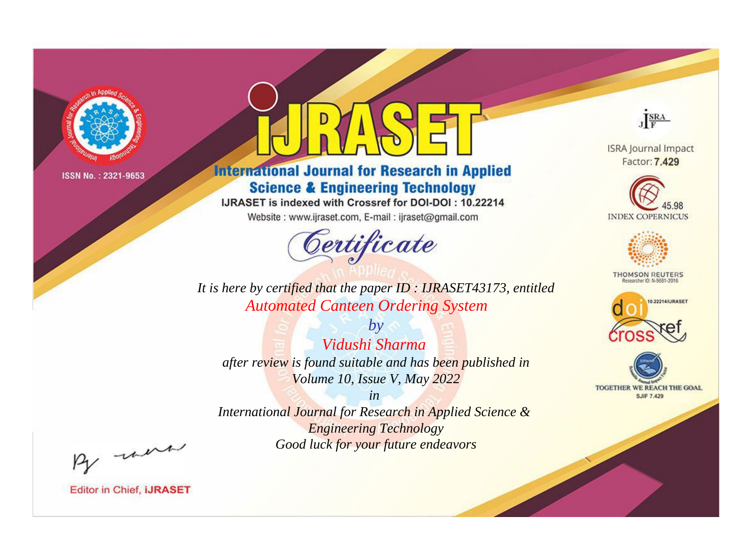ISSN No. : 2321-9653

# iJRASET

## International Journal for Research in Applied Science & Engineering Technology

IJRASET is indexed with Crossref for DOI-DOI : 10.22214

Website : www.ijraset.com, E-mail : ijraset@gmail.com

ISRA Journal Impact Factor: **7.429**

45.98 INDEX COPERNICUS

THOMSON REUTERS Researcher ID: N-9681-2016

10.22214/IJRASET

TOGETHER WE REACH THE GOAL SJIF 7.429

# *Certificate*

*It is here by certified that the paper ID : IJRASET43173, entitled*

*Automated Canteen Ordering System*

*by*

*Vidushi Sharma*

*after review is found suitable and has been published in*

*Volume 10, Issue V, May 2022*

*in*

*International Journal for Research in Applied Science & Engineering Technology*

*Good luck for your future endeavors*

Editor in Chief, **iJRASET**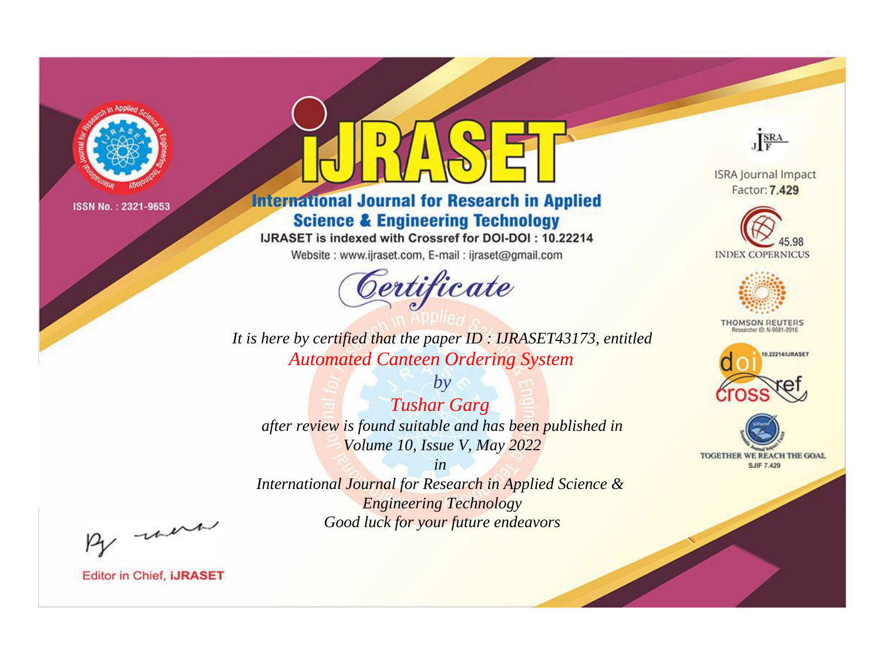ISSN No. : 2321-9653

# iJRASET

## International Journal for Research in Applied Science & Engineering Technology

IJRASET is indexed with Crossref for DOI-DOI : 10.22214

Website : www.ijraset.com, E-mail : ijraset@gmail.com

# Certificate

*It is here by certified that the paper ID : IJRASET43173, entitled*

*Automated Canteen Ordering System*

*by*

*Tushar Garg*

*after review is found suitable and has been published in*

*Volume 10, Issue V, May 2022*

*in*

*International Journal for Research in Applied Science & Engineering Technology*

*Good luck for your future endeavors*

ISRA Journal Impact Factor: **7.429**

45.98 INDEX COPERNICUS

THOMSON REUTERS Researcher ID: N-9681-2016

10.22214/IJRASET

TOGETHER WE REACH THE GOAL SJIF 7.429

Editor in Chief, **iJRASET**